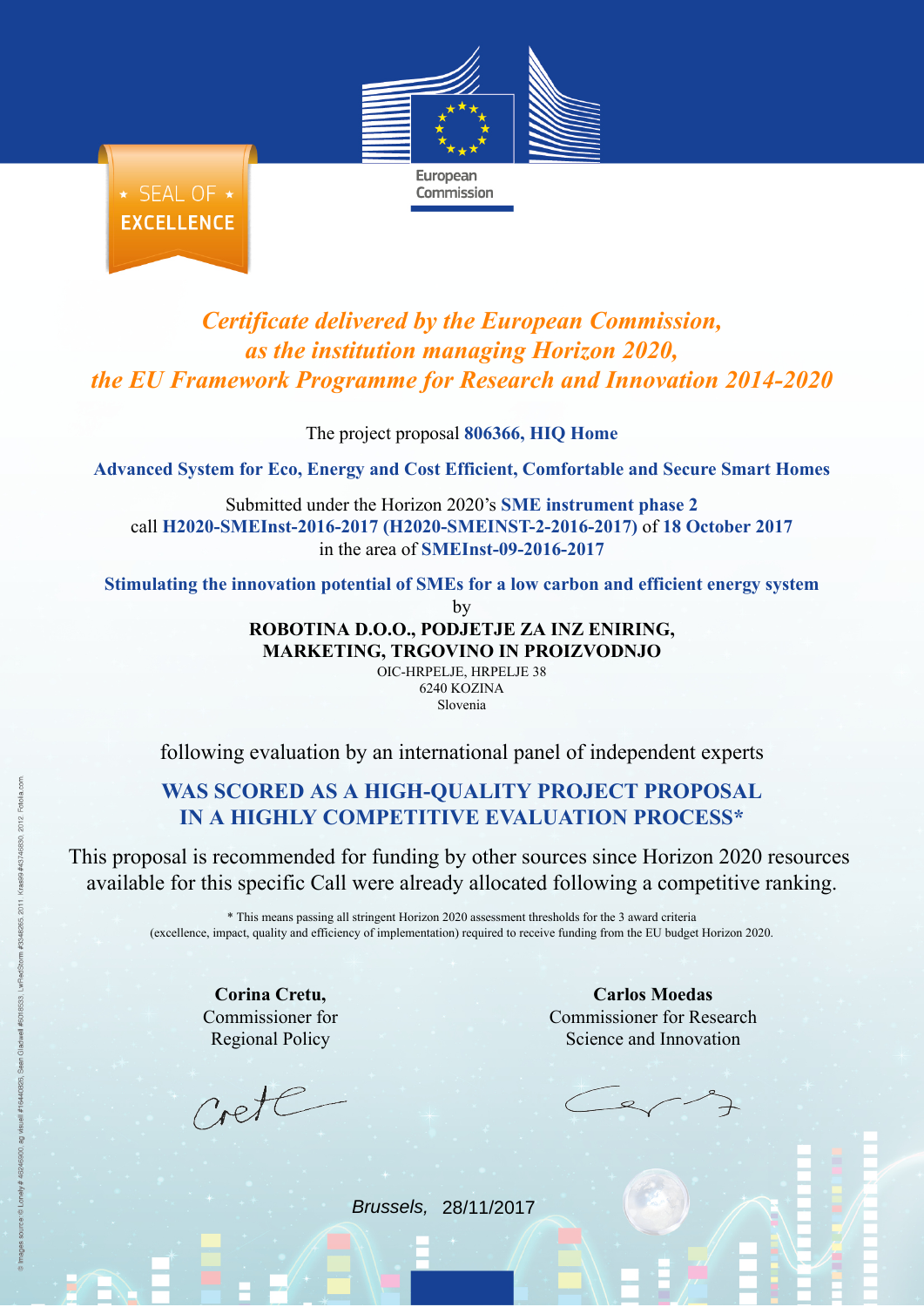European Commission

SEAL OF EXCELLENCE

*Certificate delivered by the European Commission,*
*as the institution managing Horizon 2020,*
*the EU Framework Programme for Research and Innovation 2014-2020*

The project proposal **806366, HIQ Home**

**Advanced System for Eco, Energy and Cost Efficient, Comfortable and Secure Smart Homes**

Submitted under the Horizon 2020's **SME instrument phase 2**
call **H2020-SMEInst-2016-2017 (H2020-SMEINST-2-2016-2017)** of **18 October 2017**
in the area of **SMEInst-09-2016-2017**

**Stimulating the innovation potential of SMEs for a low carbon and efficient energy system**

by

**ROBOTINA D.O.O., PODJETJE ZA INZ ENIRING,**
**MARKETING, TRGOVINO IN PROIZVODNJO**

OIC-HRPELJE, HRPELJE 38
6240 KOZINA
Slovenia

following evaluation by an international panel of independent experts

**WAS SCORED AS A HIGH-QUALITY PROJECT PROPOSAL**
**IN A HIGHLY COMPETITIVE EVALUATION PROCESS***

This proposal is recommended for funding by other sources since Horizon 2020 resources available for this specific Call were already allocated following a competitive ranking.

* This means passing all stringent Horizon 2020 assessment thresholds for the 3 award criteria (excellence, impact, quality and efficiency of implementation) required to receive funding from the EU budget Horizon 2020.

**Corina Cretu,**
Commissioner for
Regional Policy

**Carlos Moedas**
Commissioner for Research
Science and Innovation

*Brussels,* 28/11/2017

© Images source: © Lonely # 43246900, ag visuell #16440825, Sean Gladwell #6018533, LwRedStorm #3348665, 2011 Kras99 #43746830, 2012 Fotolia.com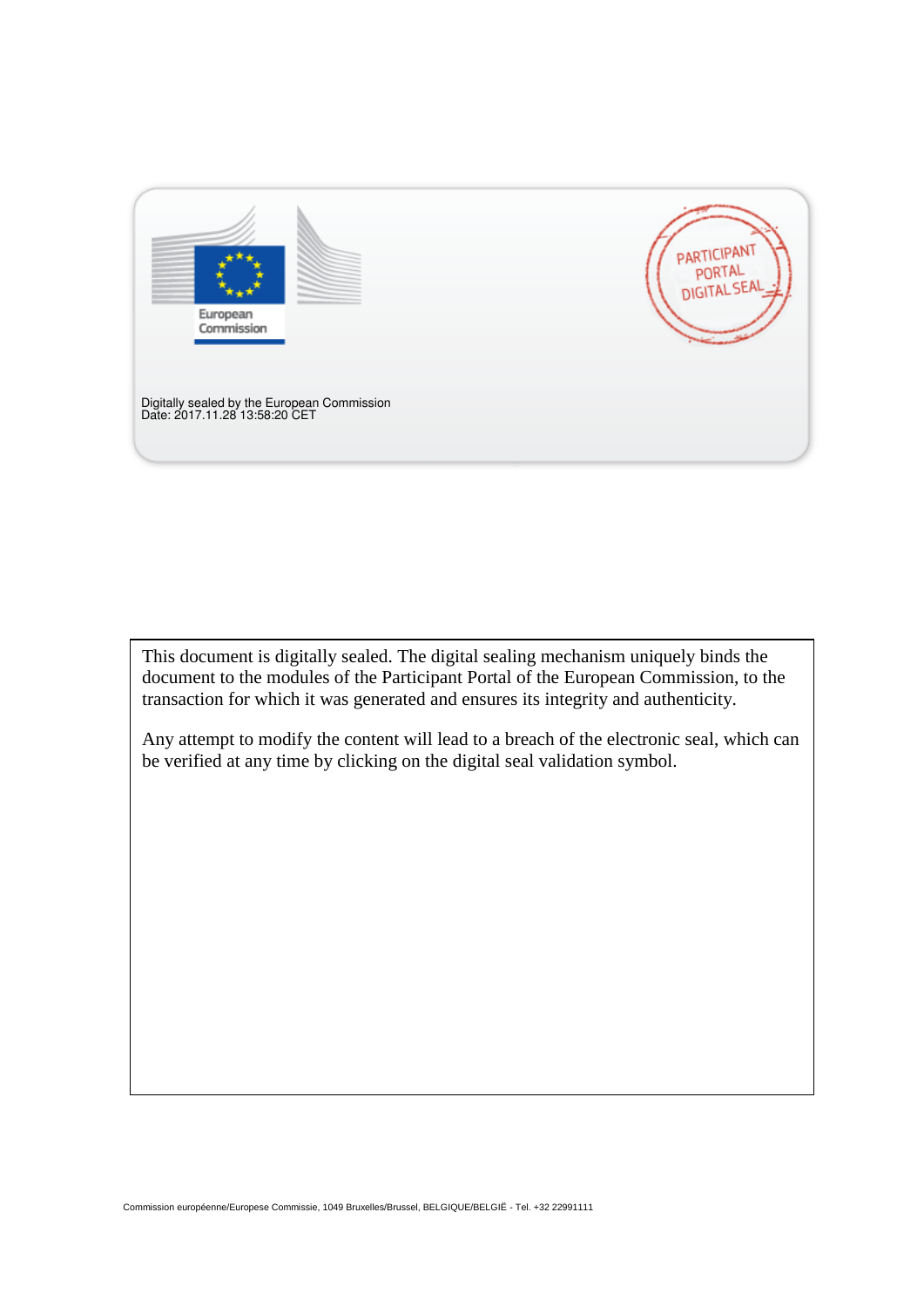European Commission

PARTICIPANT PORTAL DIGITAL SEAL

Digitally sealed by the European Commission
Date: 2017.11.28 13:58:20 CET

This document is digitally sealed. The digital sealing mechanism uniquely binds the document to the modules of the Participant Portal of the European Commission, to the transaction for which it was generated and ensures its integrity and authenticity.

Any attempt to modify the content will lead to a breach of the electronic seal, which can be verified at any time by clicking on the digital seal validation symbol.